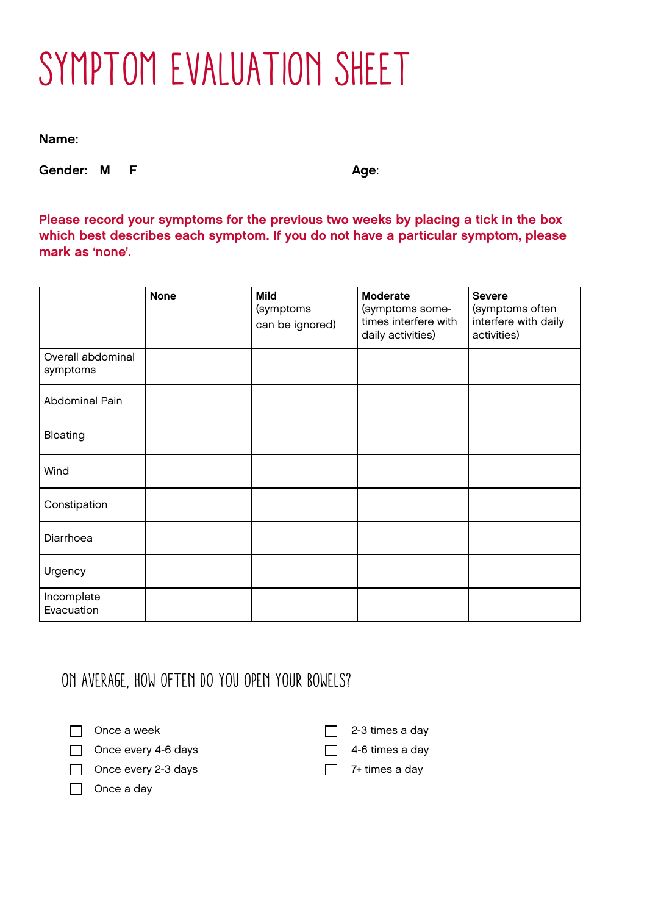# SYMPTOM EVALUATION SHEET

**Name:**

**Gender:** **M** **F**

**Age**:

**Please record your symptoms for the previous two weeks by placing a tick in the box which best describes each symptom. If you do not have a particular symptom, please mark as 'none'.**

| | **None** | **Mild** (symptoms can be ignored) | **Moderate** (symptoms sometimes interfere with daily activities) | **Severe** (symptoms often interfere with daily activities) |
|---|---|---|---|---|
| Overall abdominal symptoms | | | | |
| Abdominal Pain | | | | |
| Bloating | | | | |
| Wind | | | | |
| Constipation | | | | |
| Diarrhoea | | | | |
| Urgency | | | | |
| Incomplete Evacuation | | | | |

## ON AVERAGE, HOW OFTEN DO YOU OPEN YOUR BOWELS?

- ☐ Once a week
- ☐ Once every 4-6 days
- ☐ Once every 2-3 days
- ☐ Once a day
- ☐ 2-3 times a day
- ☐ 4-6 times a day
- ☐ 7+ times a day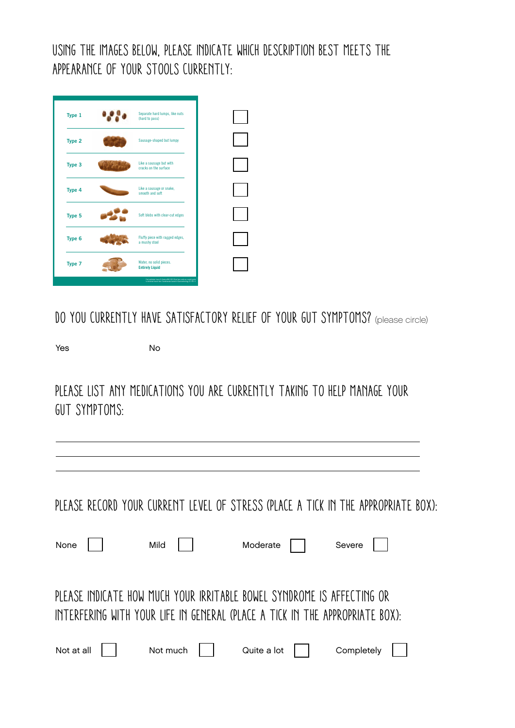## USING THE IMAGES BELOW, PLEASE INDICATE WHICH DESCRIPTION BEST MEETS THE APPEARANCE OF YOUR STOOLS CURRENTLY:

| | | |
|---|---|---|
| Type 1 | Separate hard lumps, like nuts (hard to pass) | ☐ |
| Type 2 | Sausage-shaped but lumpy | ☐ |
| Type 3 | Like a sausage but with cracks on the surface | ☐ |
| Type 4 | Like a sausage or snake, smooth and soft | ☐ |
| Type 5 | Soft blobs with clear-cut edges | ☐ |
| Type 6 | Fluffy piece with ragged edges, a mushy stool | ☐ |
| Type 7 | Water, no solid pieces. **Entirely Liquid** | ☐ |

## DO YOU CURRENTLY HAVE SATISFACTORY RELIEF OF YOUR GUT SYMPTOMS? (please circle)

Yes No

## PLEASE LIST ANY MEDICATIONS YOU ARE CURRENTLY TAKING TO HELP MANAGE YOUR GUT SYMPTOMS:

______________________________

______________________________

______________________________

## PLEASE RECORD YOUR CURRENT LEVEL OF STRESS (PLACE A TICK IN THE APPROPRIATE BOX):

None ☐ Mild ☐ Moderate ☐ Severe ☐

## PLEASE INDICATE HOW MUCH YOUR IRRITABLE BOWEL SYNDROME IS AFFECTING OR INTERFERING WITH YOUR LIFE IN GENERAL (PLACE A TICK IN THE APPROPRIATE BOX):

Not at all ☐ Not much ☐ Quite a lot ☐ Completely ☐